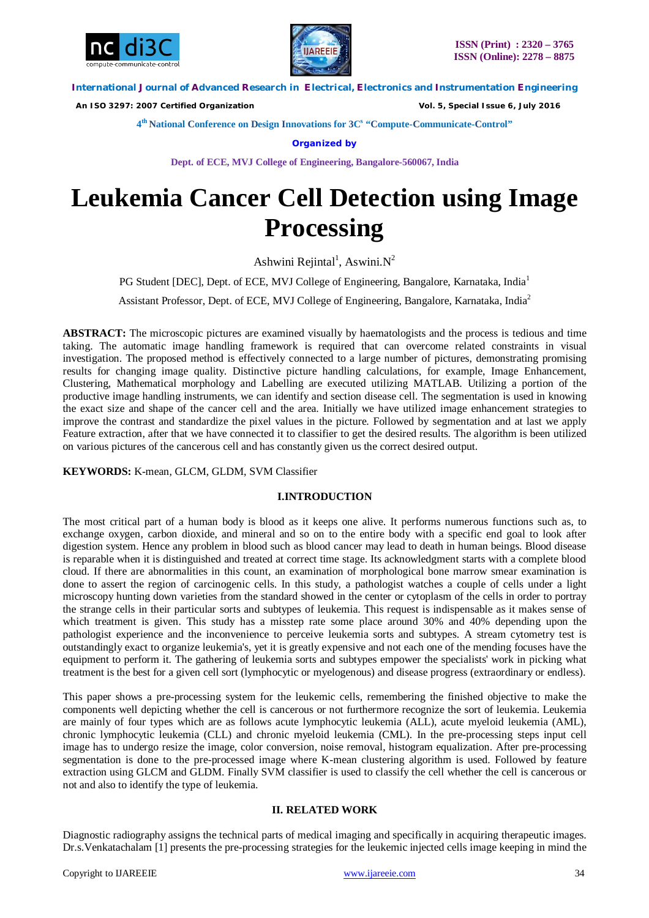# Leukemia Cancer Cell Detection using Image Processing

Ashwini Rejintal[1], Aswini.N[2]

PG Student [DEC], Dept. of ECE, MVJ College of Engineering, Bangalore, Karnataka, India[1]

Assistant Professor, Dept. of ECE, MVJ College of Engineering, Bangalore, Karnataka, India[2]

**ABSTRACT:** The microscopic pictures are examined visually by haematologists and the process is tedious and time taking. The automatic image handling framework is required that can overcome related constraints in visual investigation. The proposed method is effectively connected to a large number of pictures, demonstrating promising results for changing image quality. Distinctive picture handling calculations, for example, Image Enhancement, Clustering, Mathematical morphology and Labelling are executed utilizing MATLAB. Utilizing a portion of the productive image handling instruments, we can identify and section disease cell. The segmentation is used in knowing the exact size and shape of the cancer cell and the area. Initially we have utilized image enhancement strategies to improve the contrast and standardize the pixel values in the picture. Followed by segmentation and at last we apply Feature extraction, after that we have connected it to classifier to get the desired results. The algorithm is been utilized on various pictures of the cancerous cell and has constantly given us the correct desired output.

**KEYWORDS:** K-mean, GLCM, GLDM, SVM Classifier

## I.INTRODUCTION

The most critical part of a human body is blood as it keeps one alive. It performs numerous functions such as, to exchange oxygen, carbon dioxide, and mineral and so on to the entire body with a specific end goal to look after digestion system. Hence any problem in blood such as blood cancer may lead to death in human beings. Blood disease is reparable when it is distinguished and treated at correct time stage. Its acknowledgment starts with a complete blood cloud. If there are abnormalities in this count, an examination of morphological bone marrow smear examination is done to assert the region of carcinogenic cells. In this study, a pathologist watches a couple of cells under a light microscopy hunting down varieties from the standard showed in the center or cytoplasm of the cells in order to portray the strange cells in their particular sorts and subtypes of leukemia. This request is indispensable as it makes sense of which treatment is given. This study has a misstep rate some place around 30% and 40% depending upon the pathologist experience and the inconvenience to perceive leukemia sorts and subtypes. A stream cytometry test is outstandingly exact to organize leukemia's, yet it is greatly expensive and not each one of the mending focuses have the equipment to perform it. The gathering of leukemia sorts and subtypes empower the specialists' work in picking what treatment is the best for a given cell sort (lymphocytic or myelogenous) and disease progress (extraordinary or endless).

This paper shows a pre-processing system for the leukemic cells, remembering the finished objective to make the components well depicting whether the cell is cancerous or not furthermore recognize the sort of leukemia. Leukemia are mainly of four types which are as follows acute lymphocytic leukemia (ALL), acute myeloid leukemia (AML), chronic lymphocytic leukemia (CLL) and chronic myeloid leukemia (CML). In the pre-processing steps input cell image has to undergo resize the image, color conversion, noise removal, histogram equalization. After pre-processing segmentation is done to the pre-processed image where K-mean clustering algorithm is used. Followed by feature extraction using GLCM and GLDM. Finally SVM classifier is used to classify the cell whether the cell is cancerous or not and also to identify the type of leukemia.

## II. RELATED WORK

Diagnostic radiography assigns the technical parts of medical imaging and specifically in acquiring therapeutic images. Dr.s.Venkatachalam [1] presents the pre-processing strategies for the leukemic injected cells image keeping in mind the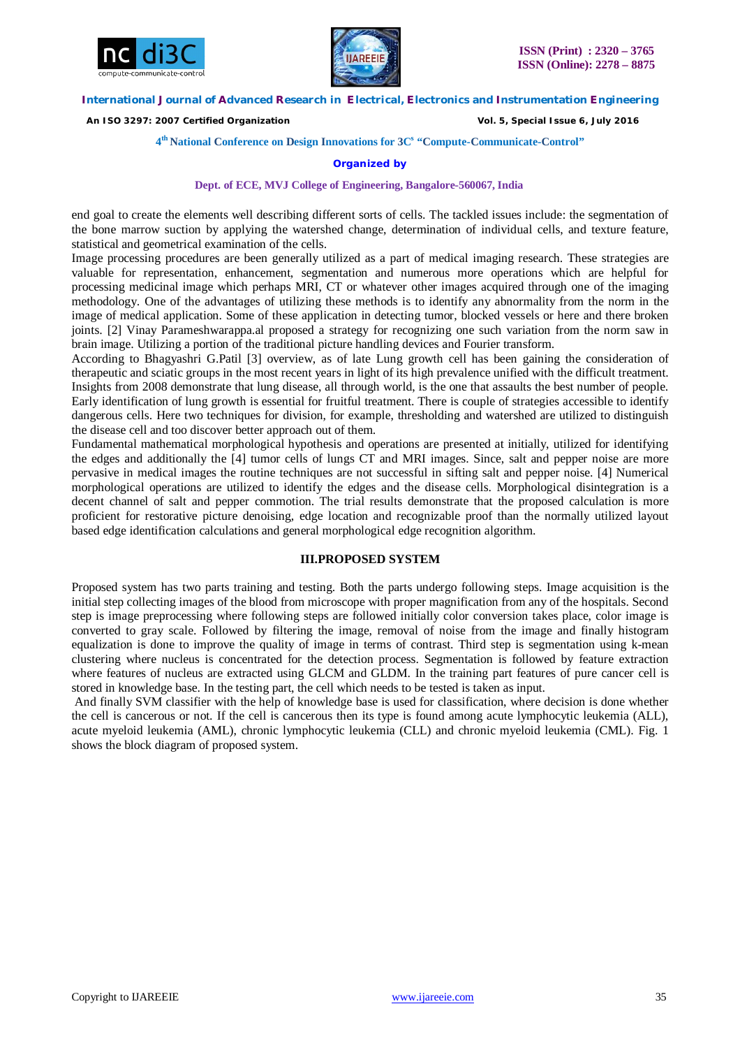end goal to create the elements well describing different sorts of cells. The tackled issues include: the segmentation of the bone marrow suction by applying the watershed change, determination of individual cells, and texture feature, statistical and geometrical examination of the cells.

Image processing procedures are been generally utilized as a part of medical imaging research. These strategies are valuable for representation, enhancement, segmentation and numerous more operations which are helpful for processing medicinal image which perhaps MRI, CT or whatever other images acquired through one of the imaging methodology. One of the advantages of utilizing these methods is to identify any abnormality from the norm in the image of medical application. Some of these application in detecting tumor, blocked vessels or here and there broken joints. [2] Vinay Parameshwarappa.al proposed a strategy for recognizing one such variation from the norm saw in brain image. Utilizing a portion of the traditional picture handling devices and Fourier transform.

According to Bhagyashri G.Patil [3] overview, as of late Lung growth cell has been gaining the consideration of therapeutic and sciatic groups in the most recent years in light of its high prevalence unified with the difficult treatment. Insights from 2008 demonstrate that lung disease, all through world, is the one that assaults the best number of people. Early identification of lung growth is essential for fruitful treatment. There is couple of strategies accessible to identify dangerous cells. Here two techniques for division, for example, thresholding and watershed are utilized to distinguish the disease cell and too discover better approach out of them.

Fundamental mathematical morphological hypothesis and operations are presented at initially, utilized for identifying the edges and additionally the [4] tumor cells of lungs CT and MRI images. Since, salt and pepper noise are more pervasive in medical images the routine techniques are not successful in sifting salt and pepper noise. [4] Numerical morphological operations are utilized to identify the edges and the disease cells. Morphological disintegration is a decent channel of salt and pepper commotion. The trial results demonstrate that the proposed calculation is more proficient for restorative picture denoising, edge location and recognizable proof than the normally utilized layout based edge identification calculations and general morphological edge recognition algorithm.

## III.PROPOSED SYSTEM

Proposed system has two parts training and testing. Both the parts undergo following steps. Image acquisition is the initial step collecting images of the blood from microscope with proper magnification from any of the hospitals. Second step is image preprocessing where following steps are followed initially color conversion takes place, color image is converted to gray scale. Followed by filtering the image, removal of noise from the image and finally histogram equalization is done to improve the quality of image in terms of contrast. Third step is segmentation using k-mean clustering where nucleus is concentrated for the detection process. Segmentation is followed by feature extraction where features of nucleus are extracted using GLCM and GLDM. In the training part features of pure cancer cell is stored in knowledge base. In the testing part, the cell which needs to be tested is taken as input.

And finally SVM classifier with the help of knowledge base is used for classification, where decision is done whether the cell is cancerous or not. If the cell is cancerous then its type is found among acute lymphocytic leukemia (ALL), acute myeloid leukemia (AML), chronic lymphocytic leukemia (CLL) and chronic myeloid leukemia (CML). Fig. 1 shows the block diagram of proposed system.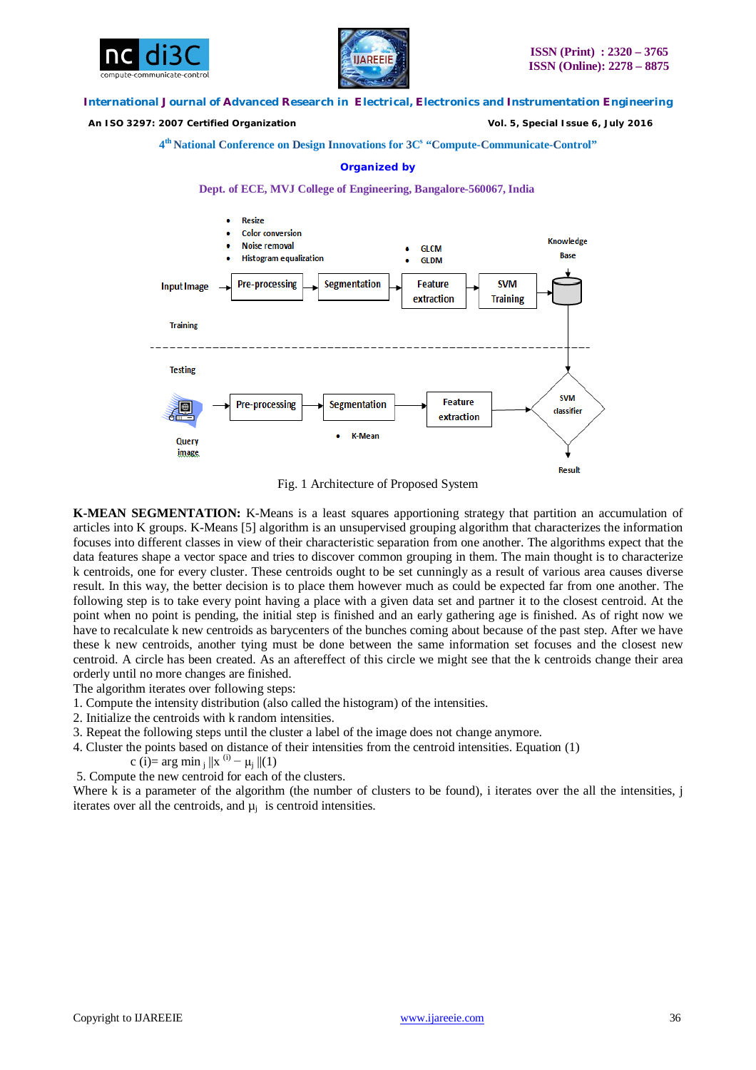Fig. 1 Architecture of Proposed System

**K-MEAN SEGMENTATION:** K-Means is a least squares apportioning strategy that partition an accumulation of articles into K groups. K-Means [5] algorithm is an unsupervised grouping algorithm that characterizes the information focuses into different classes in view of their characteristic separation from one another. The algorithms expect that the data features shape a vector space and tries to discover common grouping in them. The main thought is to characterize k centroids, one for every cluster. These centroids ought to be set cunningly as a result of various area causes diverse result. In this way, the better decision is to place them however much as could be expected far from one another. The following step is to take every point having a place with a given data set and partner it to the closest centroid. At the point when no point is pending, the initial step is finished and an early gathering age is finished. As of right now we have to recalculate k new centroids as barycenters of the bunches coming about because of the past step. After we have these k new centroids, another tying must be done between the same information set focuses and the closest new centroid. A circle has been created. As an aftereffect of this circle we might see that the k centroids change their area orderly until no more changes are finished.

The algorithm iterates over following steps:

1. Compute the intensity distribution (also called the histogram) of the intensities.
2. Initialize the centroids with k random intensities.
3. Repeat the following steps until the cluster a label of the image does not change anymore.
4. Cluster the points based on distance of their intensities from the centroid intensities. Equation (1)

$$c^{(i)} = \arg\min_j \|x^{(i)} - \mu_j\| \quad (1)$$

5. Compute the new centroid for each of the clusters.

Where k is a parameter of the algorithm (the number of clusters to be found), i iterates over the all the intensities, j iterates over all the centroids, and $\mu_j$ is centroid intensities.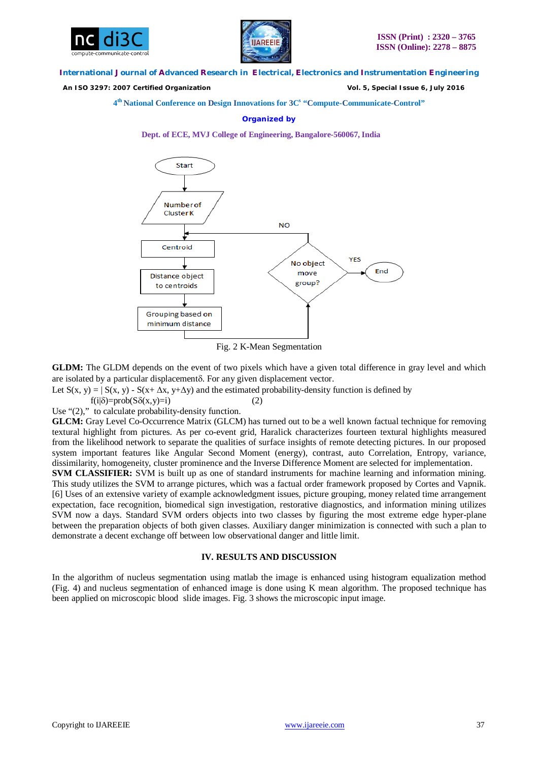Fig. 2 K-Mean Segmentation

**GLDM:** The GLDM depends on the event of two pixels which have a given total difference in gray level and which are isolated by a particular displacementδ. For any given displacement vector.

Let $S(x, y) = | S(x, y) - S(x+ \Delta x, y+\Delta y)$ and the estimated probability-density function is defined by

$$f(i|\delta)=prob(S\delta(x,y)=i) \quad (2)$$

Use "(2)," to calculate probability-density function.

**GLCM:** Gray Level Co-Occurrence Matrix (GLCM) has turned out to be a well known factual technique for removing textural highlight from pictures. As per co-event grid, Haralick characterizes fourteen textural highlights measured from the likelihood network to separate the qualities of surface insights of remote detecting pictures. In our proposed system important features like Angular Second Moment (energy), contrast, auto Correlation, Entropy, variance, dissimilarity, homogeneity, cluster prominence and the Inverse Difference Moment are selected for implementation.

**SVM CLASSIFIER:** SVM is built up as one of standard instruments for machine learning and information mining. This study utilizes the SVM to arrange pictures, which was a factual order framework proposed by Cortes and Vapnik. [6] Uses of an extensive variety of example acknowledgment issues, picture grouping, money related time arrangement expectation, face recognition, biomedical sign investigation, restorative diagnostics, and information mining utilizes SVM now a days. Standard SVM orders objects into two classes by figuring the most extreme edge hyper-plane between the preparation objects of both given classes. Auxiliary danger minimization is connected with such a plan to demonstrate a decent exchange off between low observational danger and little limit.

## IV. RESULTS AND DISCUSSION

In the algorithm of nucleus segmentation using matlab the image is enhanced using histogram equalization method (Fig. 4) and nucleus segmentation of enhanced image is done using K mean algorithm. The proposed technique has been applied on microscopic blood slide images. Fig. 3 shows the microscopic input image.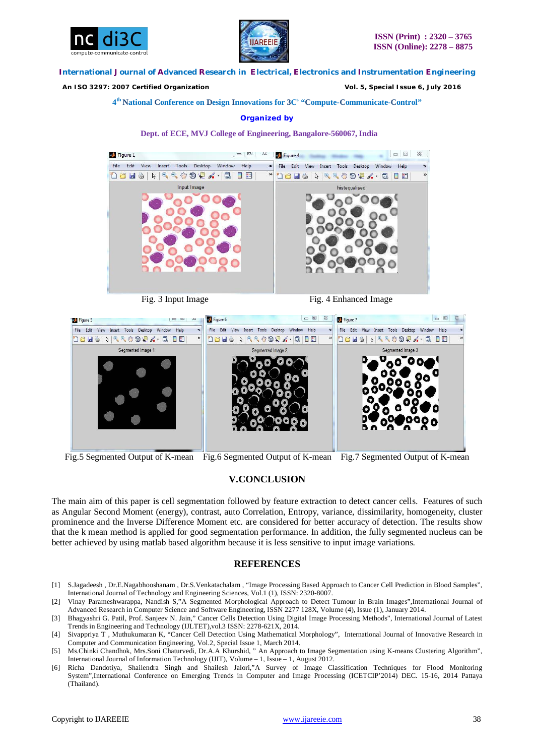Fig. 3 Input Image

Fig. 4 Enhanced Image

Fig.5 Segmented Output of K-mean

Fig.6 Segmented Output of K-mean

Fig.7 Segmented Output of K-mean

## V.CONCLUSION

The main aim of this paper is cell segmentation followed by feature extraction to detect cancer cells. Features of such as Angular Second Moment (energy), contrast, auto Correlation, Entropy, variance, dissimilarity, homogeneity, cluster prominence and the Inverse Difference Moment etc. are considered for better accuracy of detection. The results show that the k mean method is applied for good segmentation performance. In addition, the fully segmented nucleus can be better achieved by using matlab based algorithm because it is less sensitive to input image variations.

## REFERENCES

[1] S.Jagadeesh , Dr.E.Nagabhooshanam , Dr.S.Venkatachalam , "Image Processing Based Approach to Cancer Cell Prediction in Blood Samples", International Journal of Technology and Engineering Sciences, Vol.1 (1), ISSN: 2320-8007.

[2] Vinay Parameshwarappa, Nandish S,"A Segmented Morphological Approach to Detect Tumour in Brain Images",International Journal of Advanced Research in Computer Science and Software Engineering, ISSN 2277 128X, Volume (4), Issue (1), January 2014.

[3] Bhagyashri G. Patil, Prof. Sanjeev N. Jain," Cancer Cells Detection Using Digital Image Processing Methods", International Journal of Latest Trends in Engineering and Technology (IJLTET),vol.3 ISSN: 2278-621X, 2014.

[4] Sivappriya T , Muthukumaran K, "Cancer Cell Detection Using Mathematical Morphology", International Journal of Innovative Research in Computer and Communication Engineering, Vol.2, Special Issue 1, March 2014.

[5] Ms.Chinki Chandhok, Mrs.Soni Chaturvedi, Dr.A.A Khurshid, " An Approach to Image Segmentation using K-means Clustering Algorithm", International Journal of Information Technology (IJIT), Volume – 1, Issue – 1, August 2012.

[6] Richa Dandotiya, Shailendra Singh and Shailesh Jalori,"A Survey of Image Classification Techniques for Flood Monitoring System",International Conference on Emerging Trends in Computer and Image Processing (ICETCIP'2014) DEC. 15-16, 2014 Pattaya (Thailand).